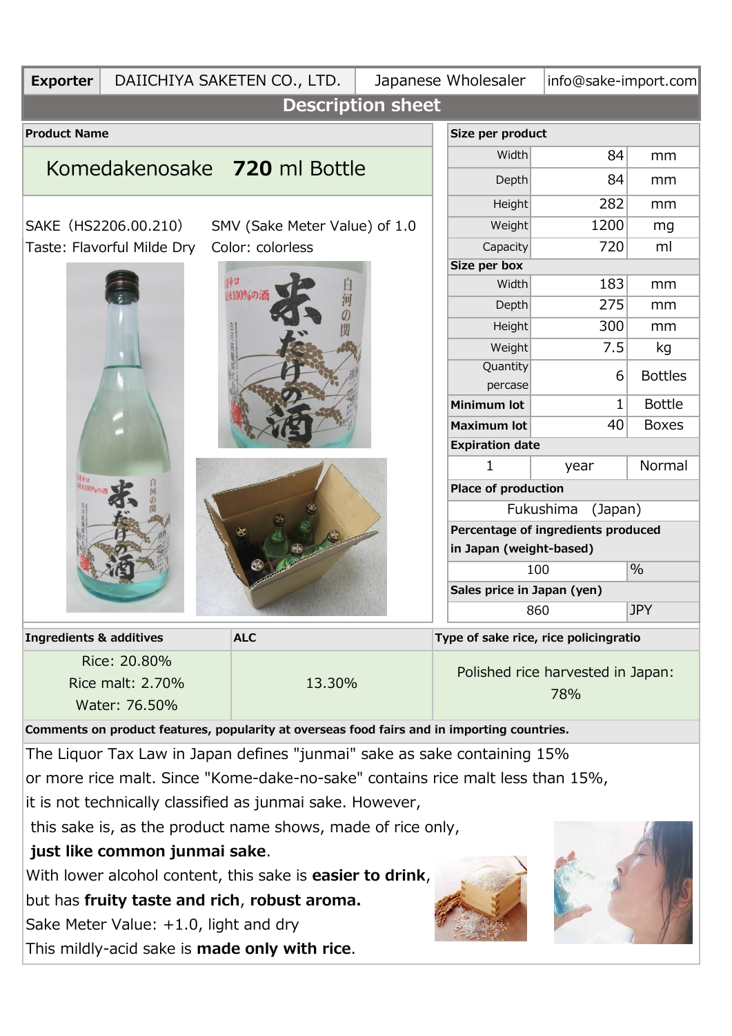| Exporter | DAIICHIYA SAKETEN CO., LTD. | Japanese Wholesaler | info@sake-import.com |
|---|---|---|---|

## Description sheet

**Product Name**

Komedakenosake **720** ml Bottle

SAKE（HS2206.00.210） SMV (Sake Meter Value) of 1.0

Taste: Flavorful Milde Dry Color: colorless

| **Size per product** | | |
|---|---|---|
| Width | 84 | mm |
| Depth | 84 | mm |
| Height | 282 | mm |
| Weight | 1200 | mg |
| Capacity | 720 | ml |
| **Size per box** | | |
| Width | 183 | mm |
| Depth | 275 | mm |
| Height | 300 | mm |
| Weight | 7.5 | kg |
| Quantity percase | 6 | Bottles |
| **Minimum lot** | 1 | Bottle |
| **Maximum lot** | 40 | Boxes |
| **Expiration date** | | |
| 1 | year | Normal |
| **Place of production** | | |
| Fukushima (Japan) | | |
| **Percentage of ingredients produced in Japan (weight-based)** | | |
| 100 | % | |
| **Sales price in Japan (yen)** | | |
| 860 | JPY | |

| Ingredients & additives | ALC | Type of sake rice, rice policingratio |
|---|---|---|
| Rice: 20.80%<br>Rice malt: 2.70%<br>Water: 76.50% | 13.30% | Polished rice harvested in Japan: 78% |

**Comments on product features, popularity at overseas food fairs and in importing countries.**

The Liquor Tax Law in Japan defines "junmai" sake as sake containing 15% or more rice malt. Since "Kome-dake-no-sake" contains rice malt less than 15%, it is not technically classified as junmai sake. However, this sake is, as the product name shows, made of rice only, **just like common junmai sake**.

With lower alcohol content, this sake is **easier to drink**, but has **fruity taste and rich**, **robust aroma.**

Sake Meter Value: +1.0, light and dry

This mildly-acid sake is **made only with rice**.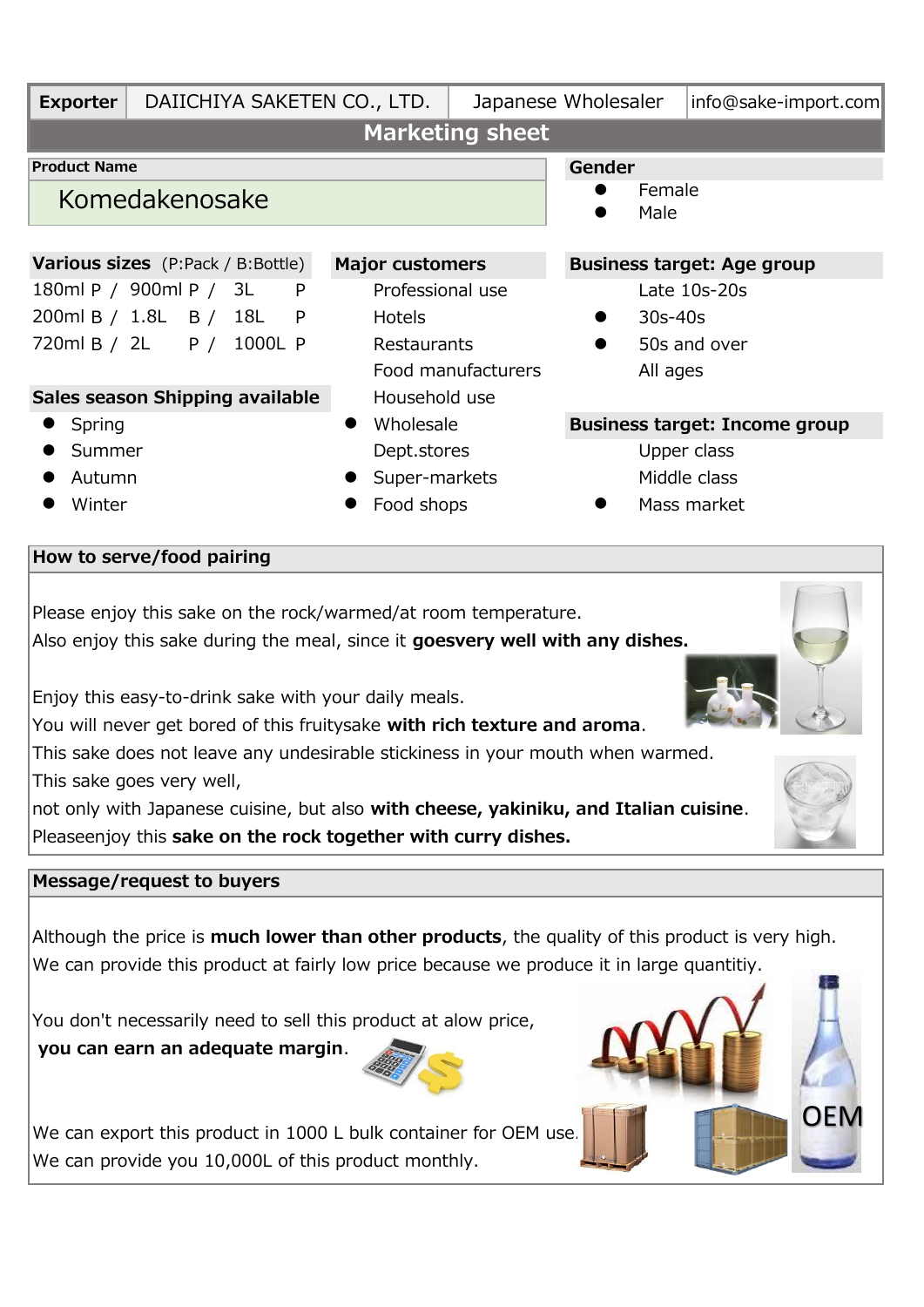| Exporter | DAIICHIYA SAKETEN CO., LTD. | Japanese Wholesaler | info@sake-import.com |
|---|---|---|---|

## Marketing sheet

**Product Name**

Komedakenosake

**Gender**

- ● Female
- ● Male

**Various sizes** (P:Pack / B:Bottle)

| | | |
|---|---|---|
| 180ml P | 900ml P | 3L P |
| 200ml B | 1.8L B | 18L P |
| 720ml B | 2L P | 1000L P |

**Major customers**

- Professional use
- Hotels
- Restaurants
- Food manufacturers
- Household use
- ● Wholesale
- Dept.stores
- ● Super-markets
- ● Food shops

**Business target: Age group**

- Late 10s-20s
- ● 30s-40s
- ● 50s and over
- All ages

**Sales season Shipping available**

- ● Spring
- ● Summer
- ● Autumn
- ● Winter

**Business target: Income group**

- Upper class
- Middle class
- ● Mass market

### How to serve/food pairing

Please enjoy this sake on the rock/warmed/at room temperature.
Also enjoy this sake during the meal, since it **goesvery well with any dishes.**

Enjoy this easy-to-drink sake with your daily meals.
You will never get bored of this fruitysake **with rich texture and aroma**.
This sake does not leave any undesirable stickiness in your mouth when warmed.
This sake goes very well,
not only with Japanese cuisine, but also **with cheese, yakiniku, and Italian cuisine**.
Pleaseenjoy this **sake on the rock together with curry dishes.**

### Message/request to buyers

Although the price is **much lower than other products**, the quality of this product is very high.
We can provide this product at fairly low price because we produce it in large quantitiy.

You don't necessarily need to sell this product at alow price,
**you can earn an adequate margin**.

We can export this product in 1000 L bulk container for OEM use.
We can provide you 10,000L of this product monthly.

OEM